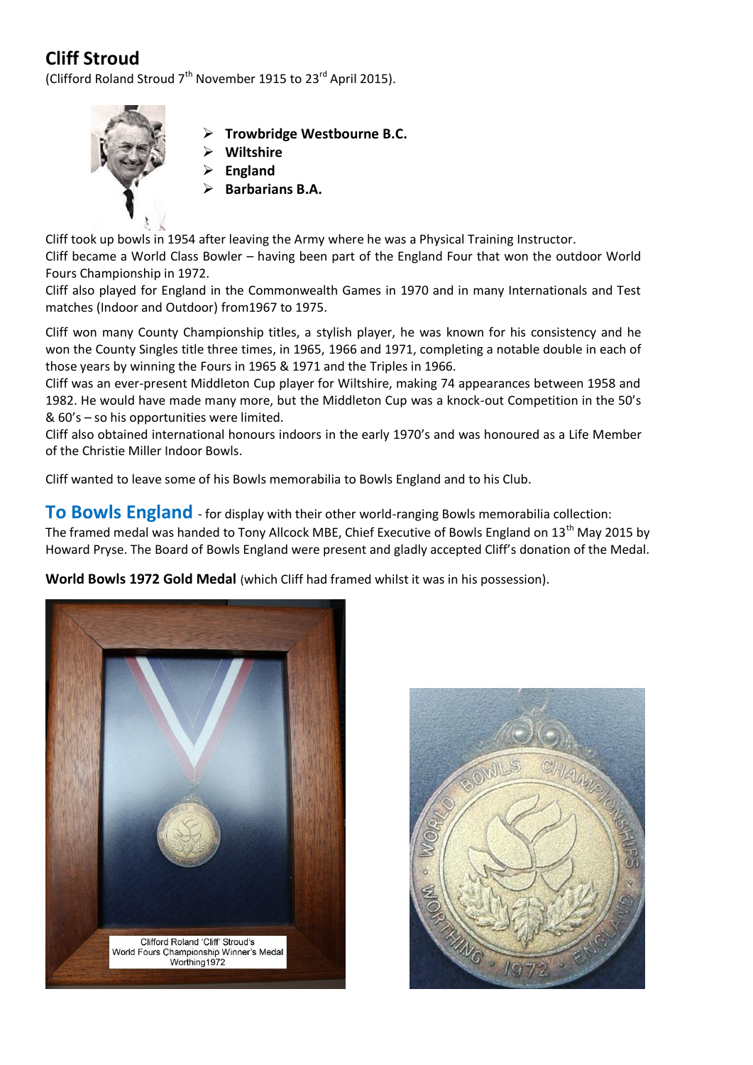# Cliff Stroud

(Clifford Roland Stroud 7th November 1915 to 23rd April 2015).

- **Trowbridge Westbourne B.C.**
- **Wiltshire**
- **England**
- **Barbarians B.A.**

Cliff took up bowls in 1954 after leaving the Army where he was a Physical Training Instructor.
Cliff became a World Class Bowler – having been part of the England Four that won the outdoor World Fours Championship in 1972.
Cliff also played for England in the Commonwealth Games in 1970 and in many Internationals and Test matches (Indoor and Outdoor) from1967 to 1975.

Cliff won many County Championship titles, a stylish player, he was known for his consistency and he won the County Singles title three times, in 1965, 1966 and 1971, completing a notable double in each of those years by winning the Fours in 1965 & 1971 and the Triples in 1966.
Cliff was an ever-present Middleton Cup player for Wiltshire, making 74 appearances between 1958 and 1982. He would have made many more, but the Middleton Cup was a knock-out Competition in the 50's & 60's – so his opportunities were limited.
Cliff also obtained international honours indoors in the early 1970's and was honoured as a Life Member of the Christie Miller Indoor Bowls.

Cliff wanted to leave some of his Bowls memorabilia to Bowls England and to his Club.

## To Bowls England

- for display with their other world-ranging Bowls memorabilia collection:
The framed medal was handed to Tony Allcock MBE, Chief Executive of Bowls England on 13th May 2015 by Howard Pryse. The Board of Bowls England were present and gladly accepted Cliff's donation of the Medal.

**World Bowls 1972 Gold Medal** (which Cliff had framed whilst it was in his possession).

Clifford Roland 'Cliff' Stroud's
World Fours Championship Winner's Medal
Worthing1972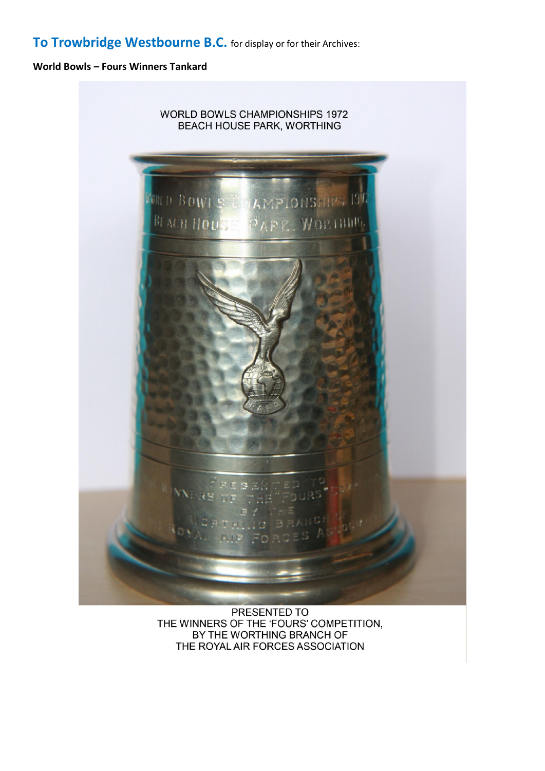**To Trowbridge Westbourne B.C.** for display or for their Archives:

**World Bowls – Fours Winners Tankard**

WORLD BOWLS CHAMPIONSHIPS 1972
BEACH HOUSE PARK, WORTHING

PRESENTED TO
THE WINNERS OF THE 'FOURS' COMPETITION,
BY THE WORTHING BRANCH OF
THE ROYAL AIR FORCES ASSOCIATION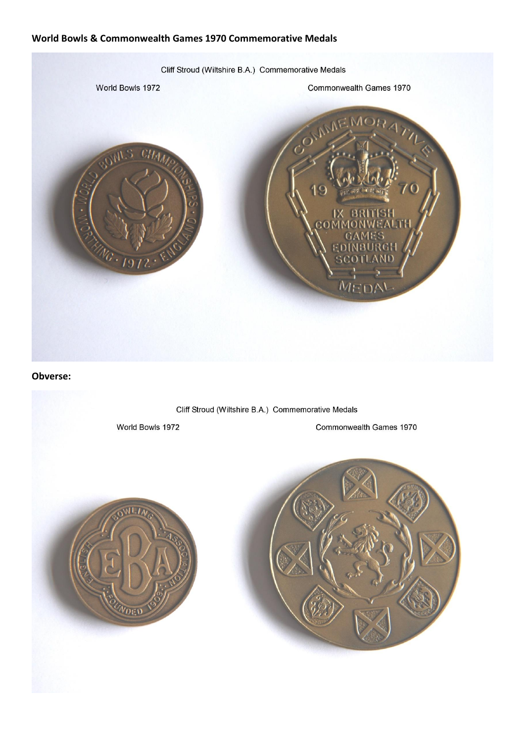**World Bowls & Commonwealth Games 1970 Commemorative Medals**

Cliff Stroud (Wiltshire B.A.) Commemorative Medals

World Bowls 1972

Commonwealth Games 1970

**Obverse:**

Cliff Stroud (Wiltshire B.A.) Commemorative Medals

World Bowls 1972

Commonwealth Games 1970